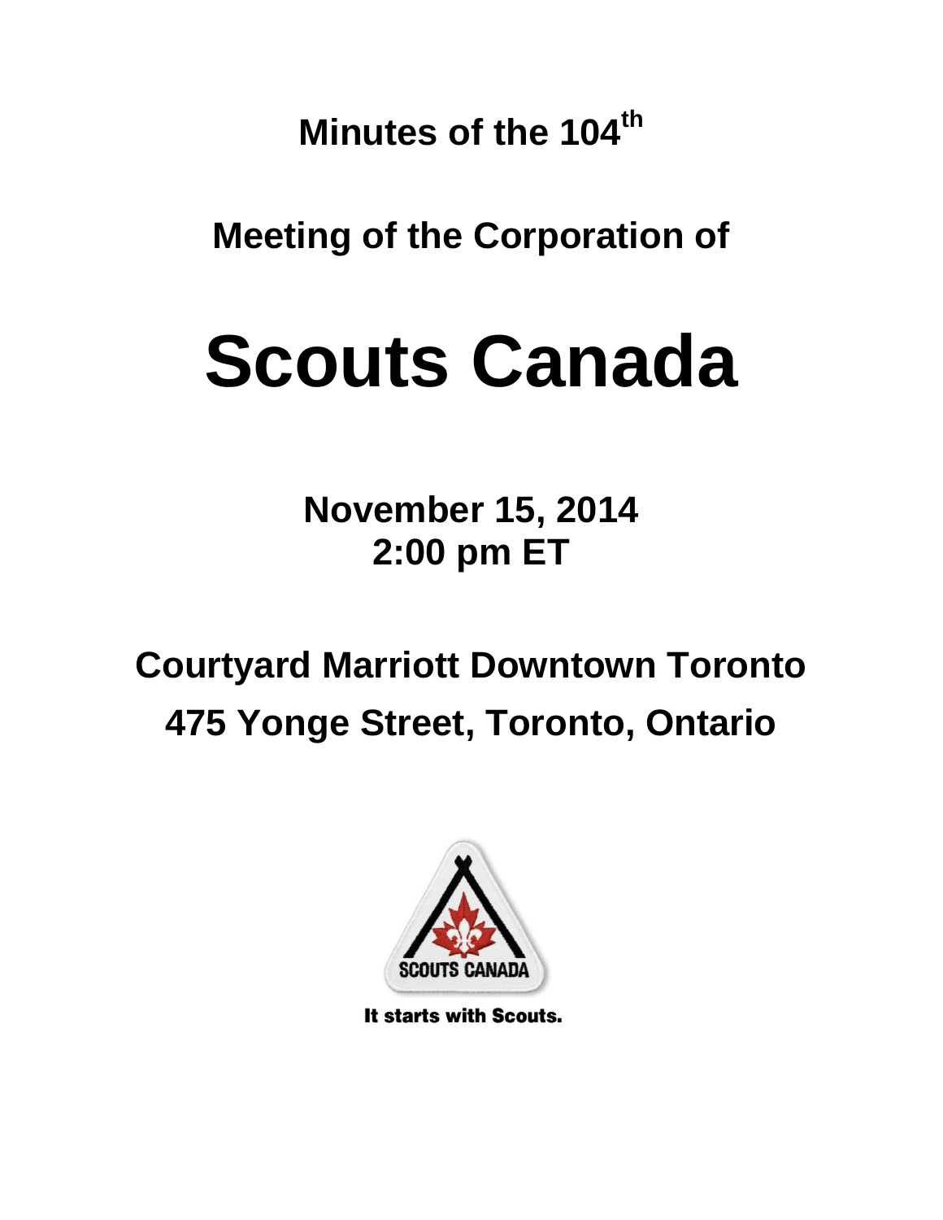# Minutes of the 104th

# Meeting of the Corporation of

# Scouts Canada

**November 15, 2014**
**2:00 pm ET**

**Courtyard Marriott Downtown Toronto**
**475 Yonge Street, Toronto, Ontario**

SCOUTS CANADA

It starts with Scouts.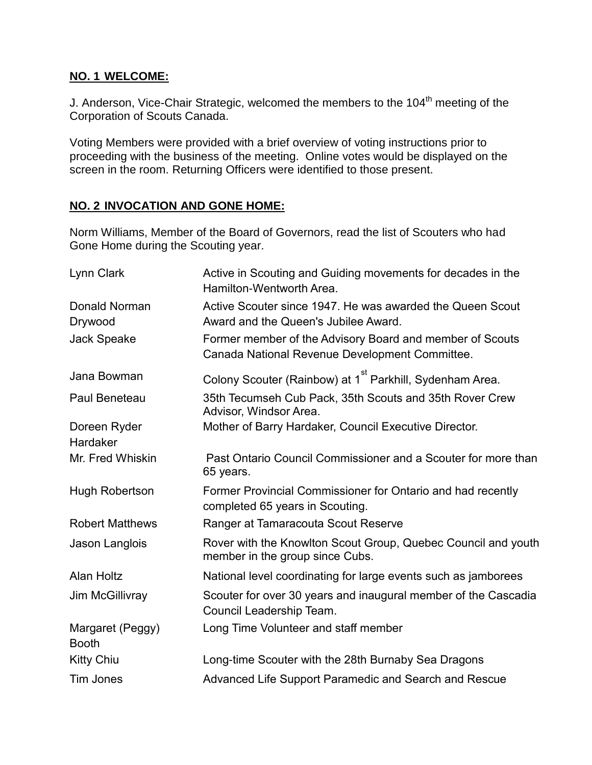**NO. 1 WELCOME:**

J. Anderson, Vice-Chair Strategic, welcomed the members to the 104th meeting of the Corporation of Scouts Canada.

Voting Members were provided with a brief overview of voting instructions prior to proceeding with the business of the meeting. Online votes would be displayed on the screen in the room. Returning Officers were identified to those present.

**NO. 2 INVOCATION AND GONE HOME:**

Norm Williams, Member of the Board of Governors, read the list of Scouters who had Gone Home during the Scouting year.

| | |
|---|---|
| Lynn Clark | Active in Scouting and Guiding movements for decades in the Hamilton-Wentworth Area. |
| Donald Norman Drywood | Active Scouter since 1947. He was awarded the Queen Scout Award and the Queen's Jubilee Award. |
| Jack Speake | Former member of the Advisory Board and member of Scouts Canada National Revenue Development Committee. |
| Jana Bowman | Colony Scouter (Rainbow) at 1st Parkhill, Sydenham Area. |
| Paul Beneteau | 35th Tecumseh Cub Pack, 35th Scouts and 35th Rover Crew Advisor, Windsor Area. |
| Doreen Ryder Hardaker | Mother of Barry Hardaker, Council Executive Director. |
| Mr. Fred Whiskin | Past Ontario Council Commissioner and a Scouter for more than 65 years. |
| Hugh Robertson | Former Provincial Commissioner for Ontario and had recently completed 65 years in Scouting. |
| Robert Matthews | Ranger at Tamaracouta Scout Reserve |
| Jason Langlois | Rover with the Knowlton Scout Group, Quebec Council and youth member in the group since Cubs. |
| Alan Holtz | National level coordinating for large events such as jamborees |
| Jim McGillivray | Scouter for over 30 years and inaugural member of the Cascadia Council Leadership Team. |
| Margaret (Peggy) Booth | Long Time Volunteer and staff member |
| Kitty Chiu | Long-time Scouter with the 28th Burnaby Sea Dragons |
| Tim Jones | Advanced Life Support Paramedic and Search and Rescue |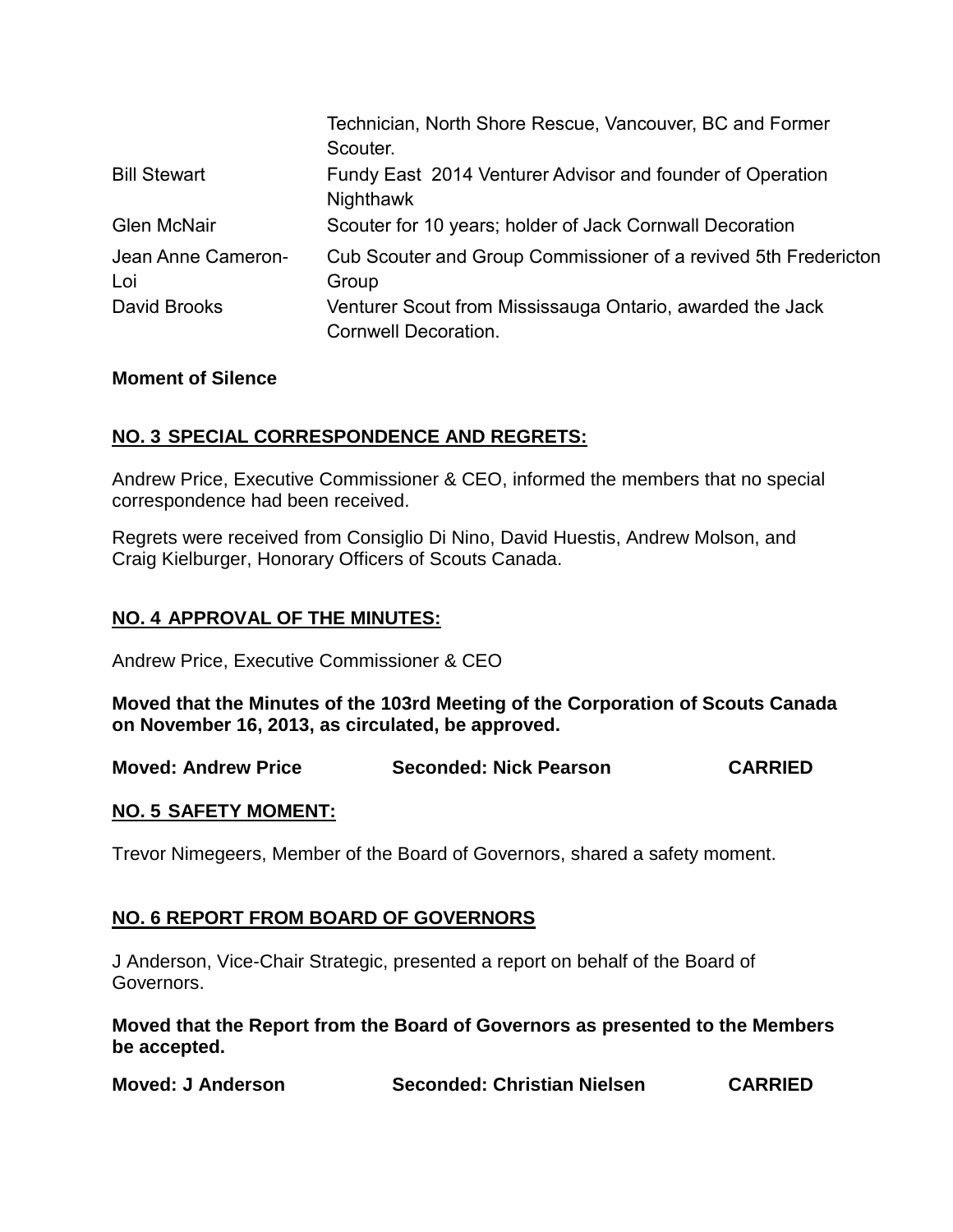| | |
|---|---|
| | Technician, North Shore Rescue, Vancouver, BC and Former Scouter. |
| Bill Stewart | Fundy East 2014 Venturer Advisor and founder of Operation Nighthawk |
| Glen McNair | Scouter for 10 years; holder of Jack Cornwall Decoration |
| Jean Anne Cameron-Loi | Cub Scouter and Group Commissioner of a revived 5th Fredericton Group |
| David Brooks | Venturer Scout from Mississauga Ontario, awarded the Jack Cornwell Decoration. |

**Moment of Silence**

## NO. 3 SPECIAL CORRESPONDENCE AND REGRETS:

Andrew Price, Executive Commissioner & CEO, informed the members that no special correspondence had been received.

Regrets were received from Consiglio Di Nino, David Huestis, Andrew Molson, and Craig Kielburger, Honorary Officers of Scouts Canada.

## NO. 4 APPROVAL OF THE MINUTES:

Andrew Price, Executive Commissioner & CEO

**Moved that the Minutes of the 103rd Meeting of the Corporation of Scouts Canada on November 16, 2013, as circulated, be approved.**

**Moved: Andrew Price Seconded: Nick Pearson CARRIED**

## NO. 5 SAFETY MOMENT:

Trevor Nimegeers, Member of the Board of Governors, shared a safety moment.

## NO. 6 REPORT FROM BOARD OF GOVERNORS

J Anderson, Vice-Chair Strategic, presented a report on behalf of the Board of Governors.

**Moved that the Report from the Board of Governors as presented to the Members be accepted.**

**Moved: J Anderson Seconded: Christian Nielsen CARRIED**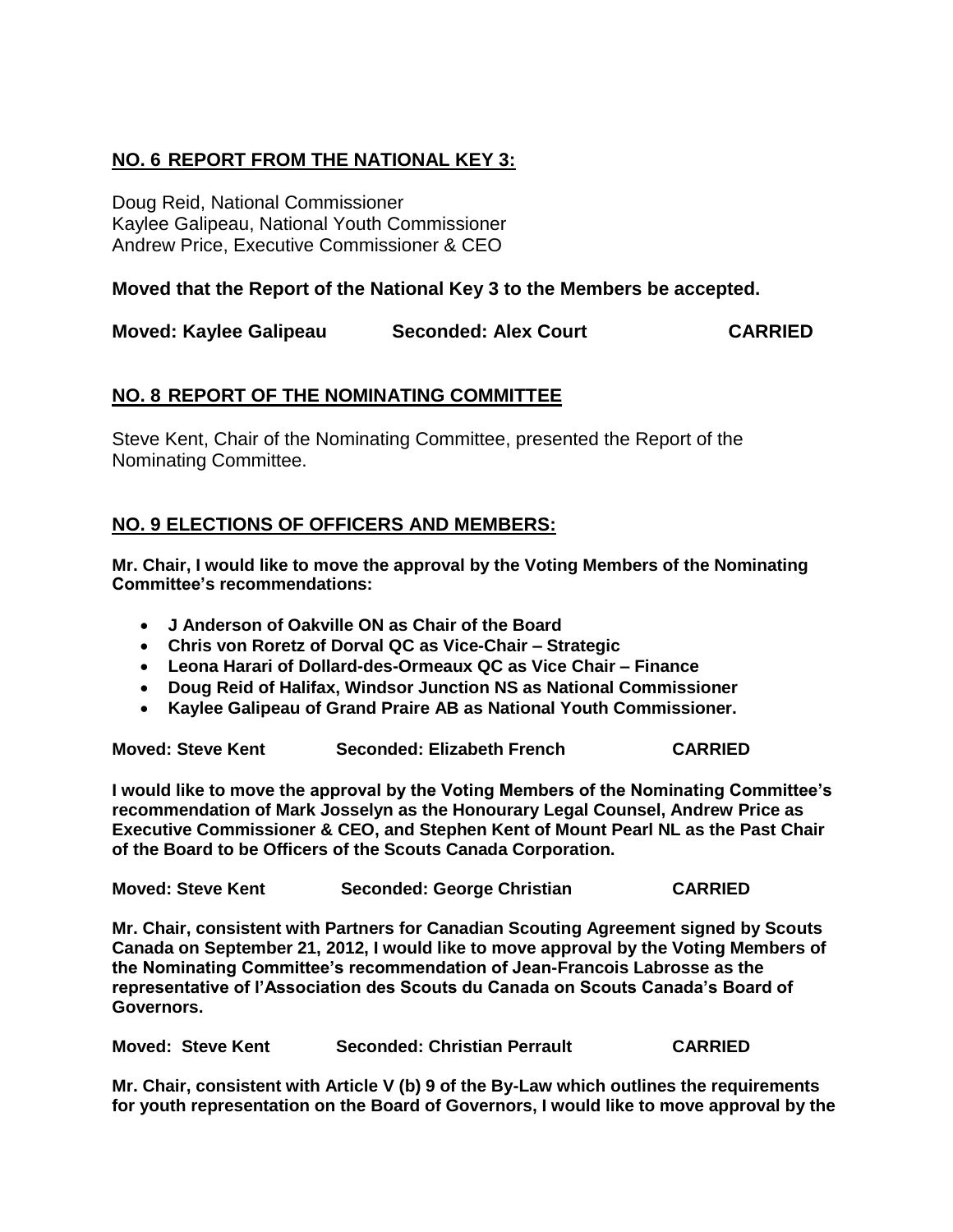## NO. 6 REPORT FROM THE NATIONAL KEY 3:

Doug Reid, National Commissioner
Kaylee Galipeau, National Youth Commissioner
Andrew Price, Executive Commissioner & CEO

**Moved that the Report of the National Key 3 to the Members be accepted.**

**Moved: Kaylee Galipeau Seconded: Alex Court CARRIED**

## NO. 8 REPORT OF THE NOMINATING COMMITTEE

Steve Kent, Chair of the Nominating Committee, presented the Report of the Nominating Committee.

## NO. 9 ELECTIONS OF OFFICERS AND MEMBERS:

**Mr. Chair, I would like to move the approval by the Voting Members of the Nominating Committee's recommendations:**

- **J Anderson of Oakville ON as Chair of the Board**
- **Chris von Roretz of Dorval QC as Vice-Chair – Strategic**
- **Leona Harari of Dollard-des-Ormeaux QC as Vice Chair – Finance**
- **Doug Reid of Halifax, Windsor Junction NS as National Commissioner**
- **Kaylee Galipeau of Grand Praire AB as National Youth Commissioner.**

**Moved: Steve Kent Seconded: Elizabeth French CARRIED**

**I would like to move the approval by the Voting Members of the Nominating Committee's recommendation of Mark Josselyn as the Honourary Legal Counsel, Andrew Price as Executive Commissioner & CEO, and Stephen Kent of Mount Pearl NL as the Past Chair of the Board to be Officers of the Scouts Canada Corporation.**

**Moved: Steve Kent Seconded: George Christian CARRIED**

**Mr. Chair, consistent with Partners for Canadian Scouting Agreement signed by Scouts Canada on September 21, 2012, I would like to move approval by the Voting Members of the Nominating Committee's recommendation of Jean-Francois Labrosse as the representative of l'Association des Scouts du Canada on Scouts Canada's Board of Governors.**

**Moved: Steve Kent Seconded: Christian Perrault CARRIED**

**Mr. Chair, consistent with Article V (b) 9 of the By-Law which outlines the requirements for youth representation on the Board of Governors, I would like to move approval by the**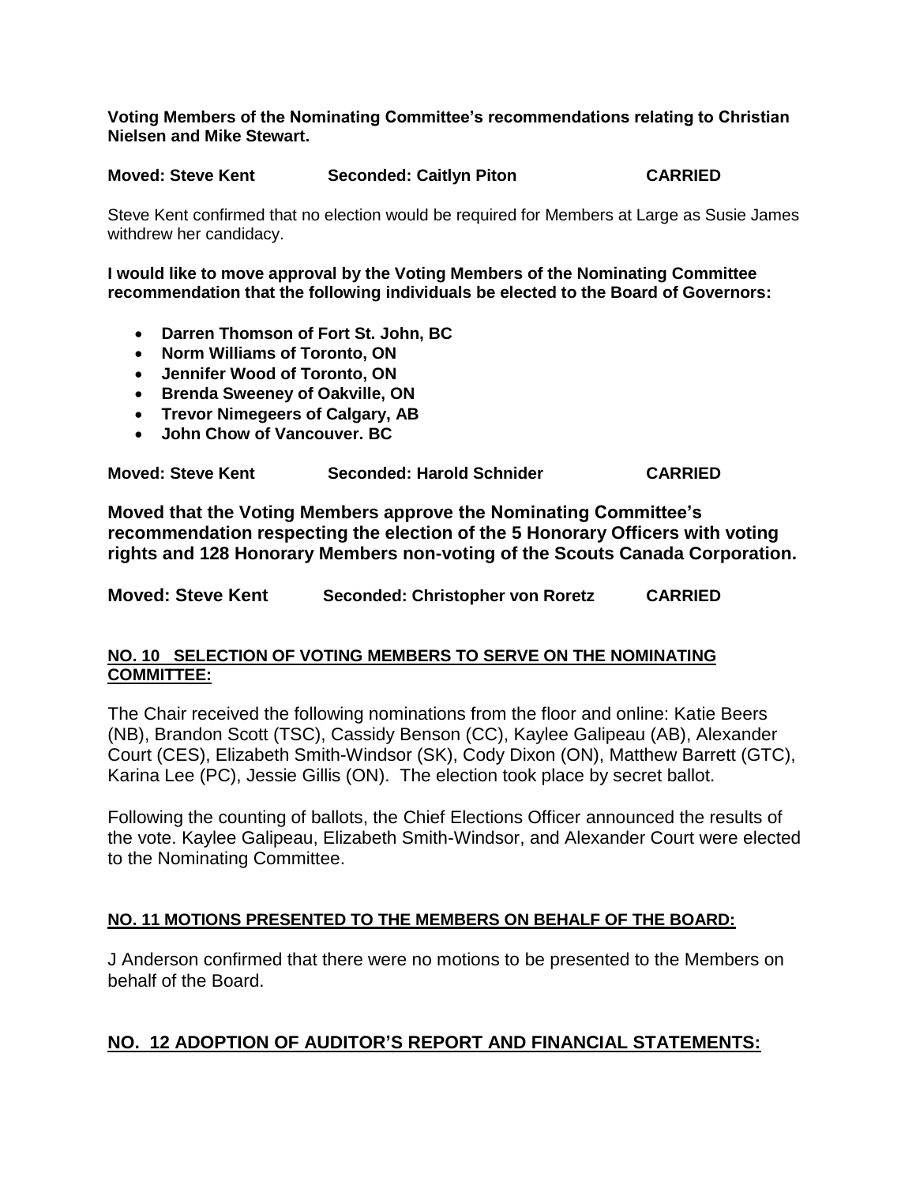**Voting Members of the Nominating Committee's recommendations relating to Christian Nielsen and Mike Stewart.**

**Moved: Steve Kent Seconded: Caitlyn Piton CARRIED**

Steve Kent confirmed that no election would be required for Members at Large as Susie James withdrew her candidacy.

**I would like to move approval by the Voting Members of the Nominating Committee recommendation that the following individuals be elected to the Board of Governors:**

- **Darren Thomson of Fort St. John, BC**
- **Norm Williams of Toronto, ON**
- **Jennifer Wood of Toronto, ON**
- **Brenda Sweeney of Oakville, ON**
- **Trevor Nimegeers of Calgary, AB**
- **John Chow of Vancouver. BC**

**Moved: Steve Kent Seconded: Harold Schnider CARRIED**

**Moved that the Voting Members approve the Nominating Committee's recommendation respecting the election of the 5 Honorary Officers with voting rights and 128 Honorary Members non-voting of the Scouts Canada Corporation.**

**Moved: Steve Kent Seconded: Christopher von Roretz CARRIED**

## NO. 10 SELECTION OF VOTING MEMBERS TO SERVE ON THE NOMINATING COMMITTEE:

The Chair received the following nominations from the floor and online: Katie Beers (NB), Brandon Scott (TSC), Cassidy Benson (CC), Kaylee Galipeau (AB), Alexander Court (CES), Elizabeth Smith-Windsor (SK), Cody Dixon (ON), Matthew Barrett (GTC), Karina Lee (PC), Jessie Gillis (ON). The election took place by secret ballot.

Following the counting of ballots, the Chief Elections Officer announced the results of the vote. Kaylee Galipeau, Elizabeth Smith-Windsor, and Alexander Court were elected to the Nominating Committee.

## NO. 11 MOTIONS PRESENTED TO THE MEMBERS ON BEHALF OF THE BOARD:

J Anderson confirmed that there were no motions to be presented to the Members on behalf of the Board.

## NO. 12 ADOPTION OF AUDITOR'S REPORT AND FINANCIAL STATEMENTS: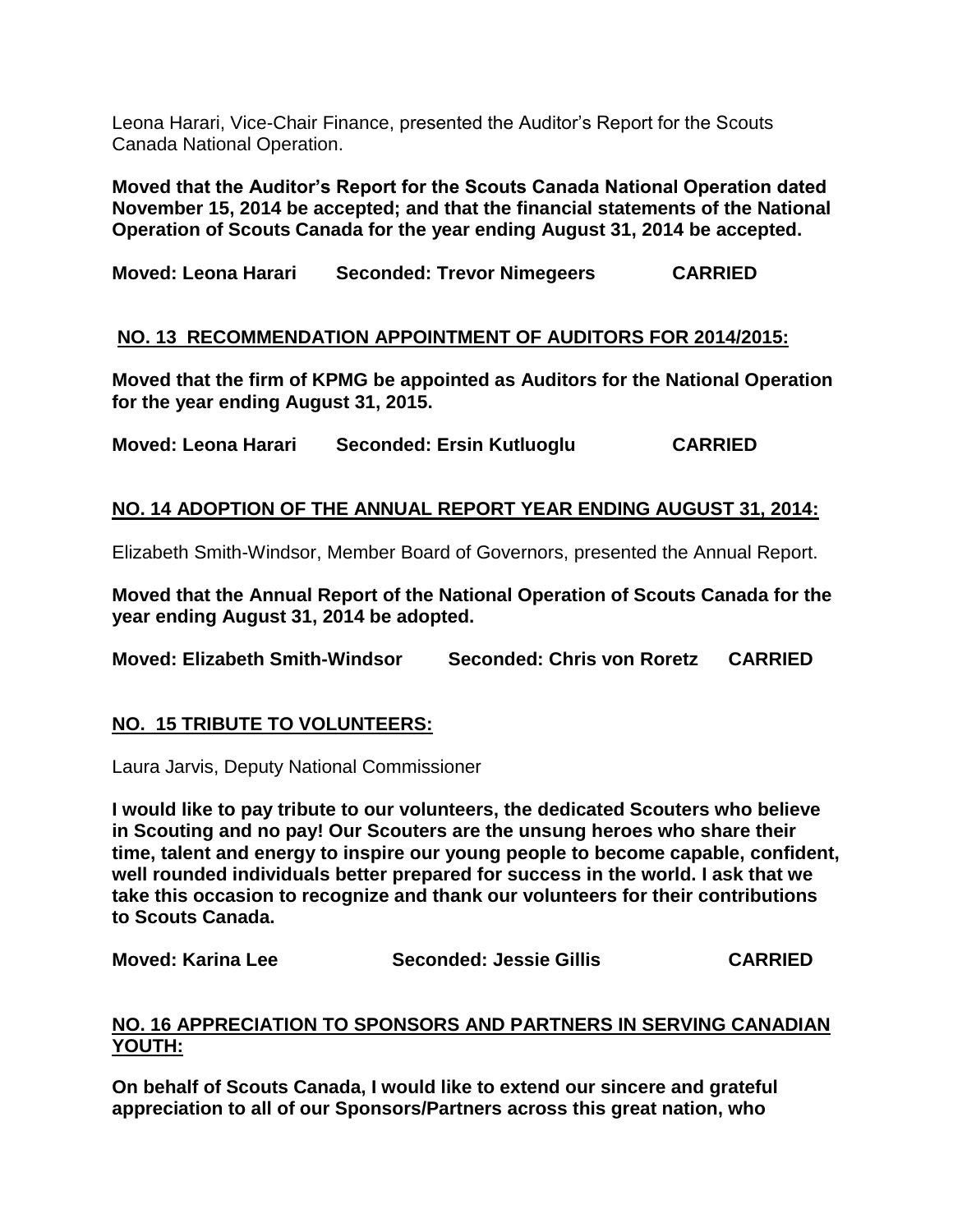Leona Harari, Vice-Chair Finance, presented the Auditor's Report for the Scouts Canada National Operation.

**Moved that the Auditor's Report for the Scouts Canada National Operation dated November 15, 2014 be accepted; and that the financial statements of the National Operation of Scouts Canada for the year ending August 31, 2014 be accepted.**

**Moved: Leona Harari Seconded: Trevor Nimegeers CARRIED**

## NO. 13 RECOMMENDATION APPOINTMENT OF AUDITORS FOR 2014/2015:

**Moved that the firm of KPMG be appointed as Auditors for the National Operation for the year ending August 31, 2015.**

**Moved: Leona Harari Seconded: Ersin Kutluoglu CARRIED**

## NO. 14 ADOPTION OF THE ANNUAL REPORT YEAR ENDING AUGUST 31, 2014:

Elizabeth Smith-Windsor, Member Board of Governors, presented the Annual Report.

**Moved that the Annual Report of the National Operation of Scouts Canada for the year ending August 31, 2014 be adopted.**

**Moved: Elizabeth Smith-Windsor Seconded: Chris von Roretz CARRIED**

## NO. 15 TRIBUTE TO VOLUNTEERS:

Laura Jarvis, Deputy National Commissioner

**I would like to pay tribute to our volunteers, the dedicated Scouters who believe in Scouting and no pay! Our Scouters are the unsung heroes who share their time, talent and energy to inspire our young people to become capable, confident, well rounded individuals better prepared for success in the world. I ask that we take this occasion to recognize and thank our volunteers for their contributions to Scouts Canada.**

**Moved: Karina Lee Seconded: Jessie Gillis CARRIED**

## NO. 16 APPRECIATION TO SPONSORS AND PARTNERS IN SERVING CANADIAN YOUTH:

**On behalf of Scouts Canada, I would like to extend our sincere and grateful appreciation to all of our Sponsors/Partners across this great nation, who**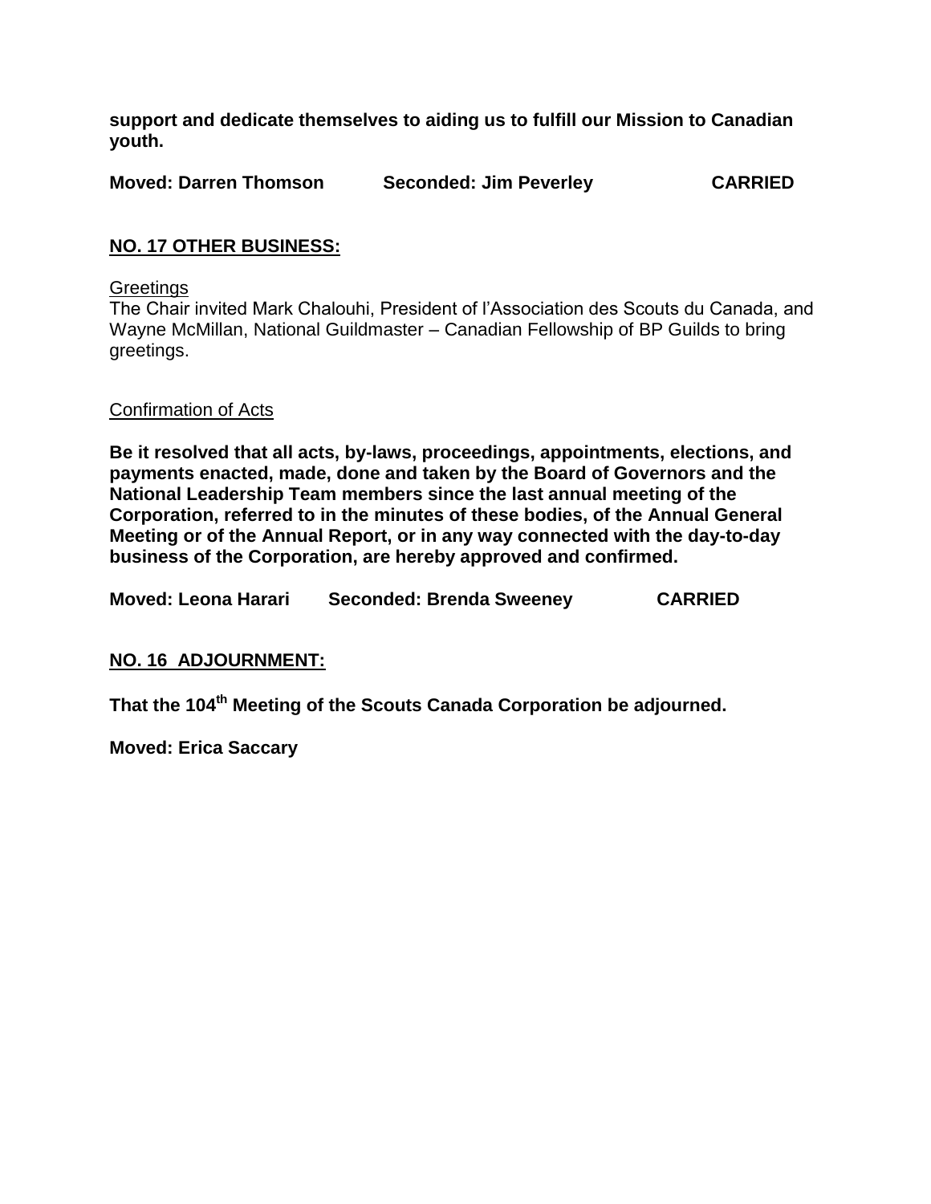**support and dedicate themselves to aiding us to fulfill our Mission to Canadian youth.**

**Moved: Darren Thomson  Seconded: Jim Peverley  CARRIED**

## <u>NO. 17 OTHER BUSINESS:</u>

<u>Greetings</u>

The Chair invited Mark Chalouhi, President of l'Association des Scouts du Canada, and Wayne McMillan, National Guildmaster – Canadian Fellowship of BP Guilds to bring greetings.

<u>Confirmation of Acts</u>

**Be it resolved that all acts, by-laws, proceedings, appointments, elections, and payments enacted, made, done and taken by the Board of Governors and the National Leadership Team members since the last annual meeting of the Corporation, referred to in the minutes of these bodies, of the Annual General Meeting or of the Annual Report, or in any way connected with the day-to-day business of the Corporation, are hereby approved and confirmed.**

**Moved: Leona Harari  Seconded: Brenda Sweeney  CARRIED**

## <u>NO. 16 ADJOURNMENT:</u>

**That the 104th Meeting of the Scouts Canada Corporation be adjourned.**

**Moved: Erica Saccary**